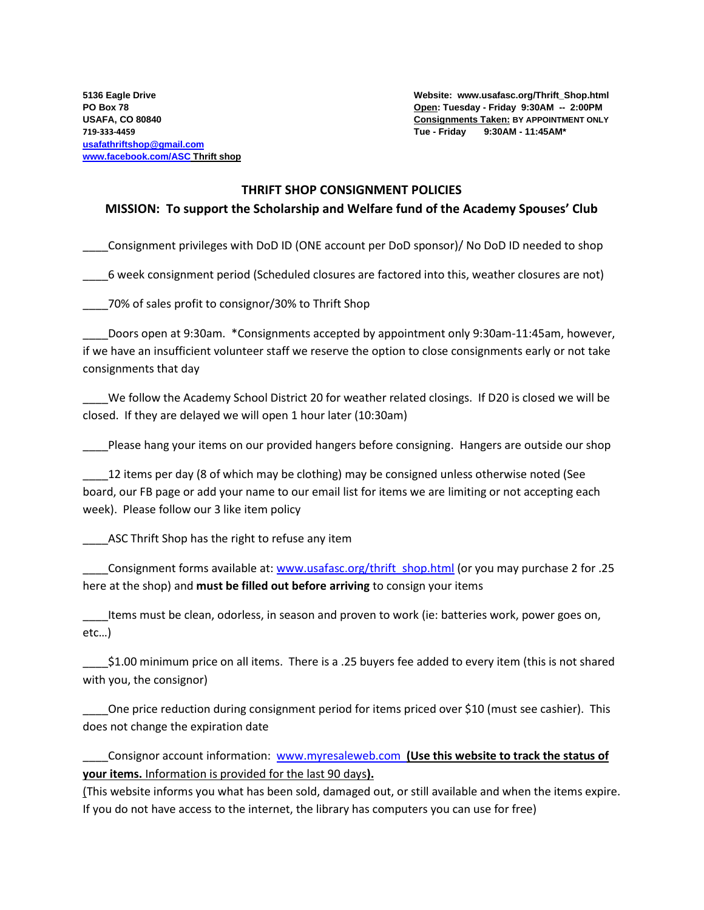**5136 Eagle Drive**
**PO Box 78**
**USAFA, CO 80840**
**719-333-4459**
**usafathriftshop@gmail.com**
**www.facebook.com/ASC Thrift shop**

**Website: www.usafasc.org/Thrift_Shop.html**
**Open: Tuesday - Friday 9:30AM -- 2:00PM**
**Consignments Taken: BY APPOINTMENT ONLY**
**Tue - Friday 9:30AM - 11:45AM***

## THRIFT SHOP CONSIGNMENT POLICIES

### MISSION: To support the Scholarship and Welfare fund of the Academy Spouses' Club

____Consignment privileges with DoD ID (ONE account per DoD sponsor)/ No DoD ID needed to shop

____6 week consignment period (Scheduled closures are factored into this, weather closures are not)

____70% of sales profit to consignor/30% to Thrift Shop

____Doors open at 9:30am. *Consignments accepted by appointment only 9:30am-11:45am, however, if we have an insufficient volunteer staff we reserve the option to close consignments early or not take consignments that day

____We follow the Academy School District 20 for weather related closings. If D20 is closed we will be closed. If they are delayed we will open 1 hour later (10:30am)

____Please hang your items on our provided hangers before consigning. Hangers are outside our shop

____12 items per day (8 of which may be clothing) may be consigned unless otherwise noted (See board, our FB page or add your name to our email list for items we are limiting or not accepting each week). Please follow our 3 like item policy

____ASC Thrift Shop has the right to refuse any item

____Consignment forms available at: www.usafasc.org/thrift_shop.html (or you may purchase 2 for .25 here at the shop) and **must be filled out before arriving** to consign your items

____Items must be clean, odorless, in season and proven to work (ie: batteries work, power goes on, etc…)

____$1.00 minimum price on all items. There is a .25 buyers fee added to every item (this is not shared with you, the consignor)

____One price reduction during consignment period for items priced over $10 (must see cashier). This does not change the expiration date

____Consignor account information: www.myresaleweb.com **(Use this website to track the status of your items.** Information is provided for the last 90 days**).**
(This website informs you what has been sold, damaged out, or still available and when the items expire. If you do not have access to the internet, the library has computers you can use for free)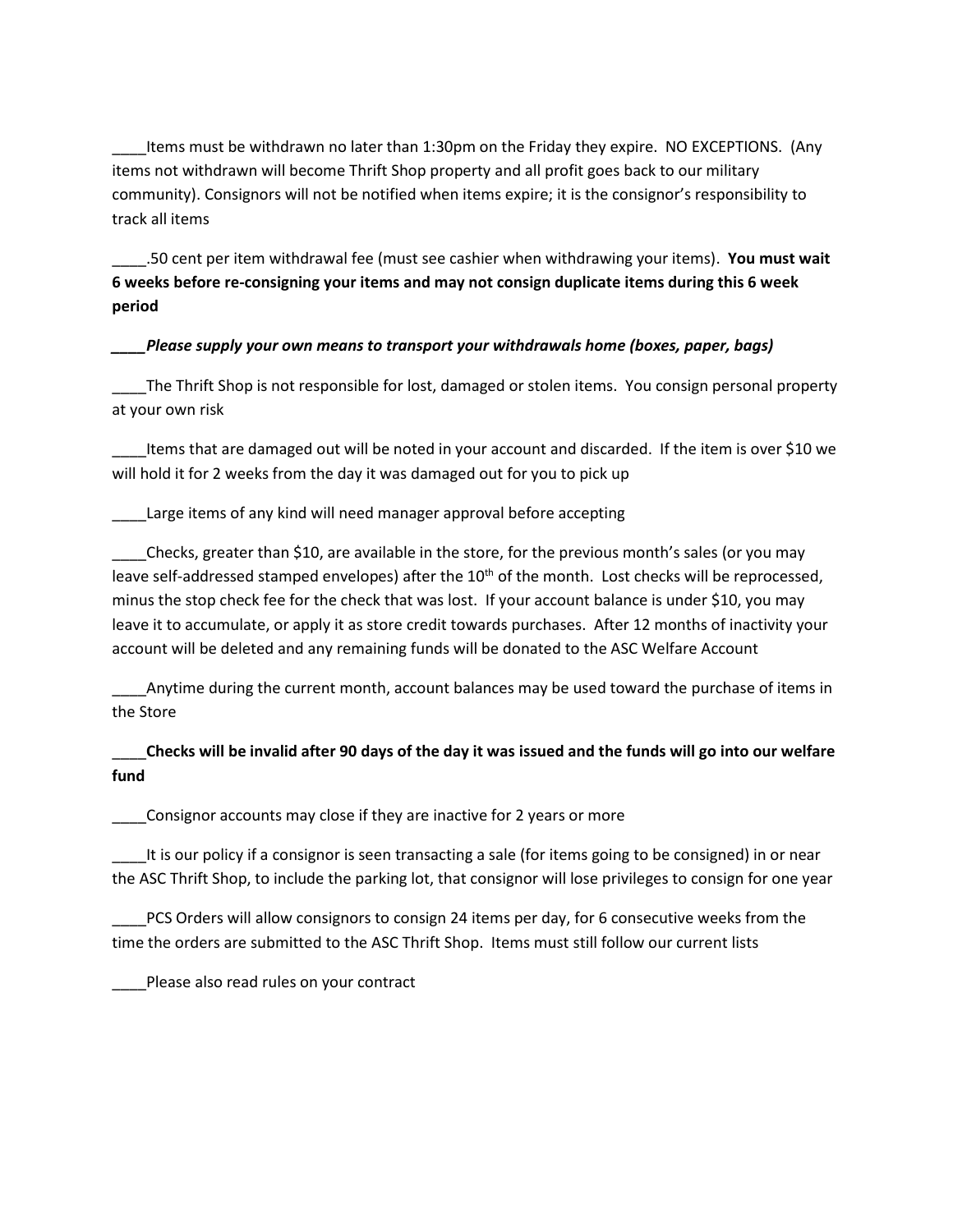____Items must be withdrawn no later than 1:30pm on the Friday they expire. NO EXCEPTIONS. (Any items not withdrawn will become Thrift Shop property and all profit goes back to our military community). Consignors will not be notified when items expire; it is the consignor's responsibility to track all items

____.50 cent per item withdrawal fee (must see cashier when withdrawing your items). **You must wait 6 weeks before re-consigning your items and may not consign duplicate items during this 6 week period**

***____Please supply your own means to transport your withdrawals home (boxes, paper, bags)***

____The Thrift Shop is not responsible for lost, damaged or stolen items. You consign personal property at your own risk

____Items that are damaged out will be noted in your account and discarded. If the item is over $10 we will hold it for 2 weeks from the day it was damaged out for you to pick up

____Large items of any kind will need manager approval before accepting

____Checks, greater than $10, are available in the store, for the previous month's sales (or you may leave self-addressed stamped envelopes) after the 10th of the month. Lost checks will be reprocessed, minus the stop check fee for the check that was lost. If your account balance is under $10, you may leave it to accumulate, or apply it as store credit towards purchases. After 12 months of inactivity your account will be deleted and any remaining funds will be donated to the ASC Welfare Account

____Anytime during the current month, account balances may be used toward the purchase of items in the Store

____**Checks will be invalid after 90 days of the day it was issued and the funds will go into our welfare fund**

____Consignor accounts may close if they are inactive for 2 years or more

____It is our policy if a consignor is seen transacting a sale (for items going to be consigned) in or near the ASC Thrift Shop, to include the parking lot, that consignor will lose privileges to consign for one year

____PCS Orders will allow consignors to consign 24 items per day, for 6 consecutive weeks from the time the orders are submitted to the ASC Thrift Shop. Items must still follow our current lists

____Please also read rules on your contract